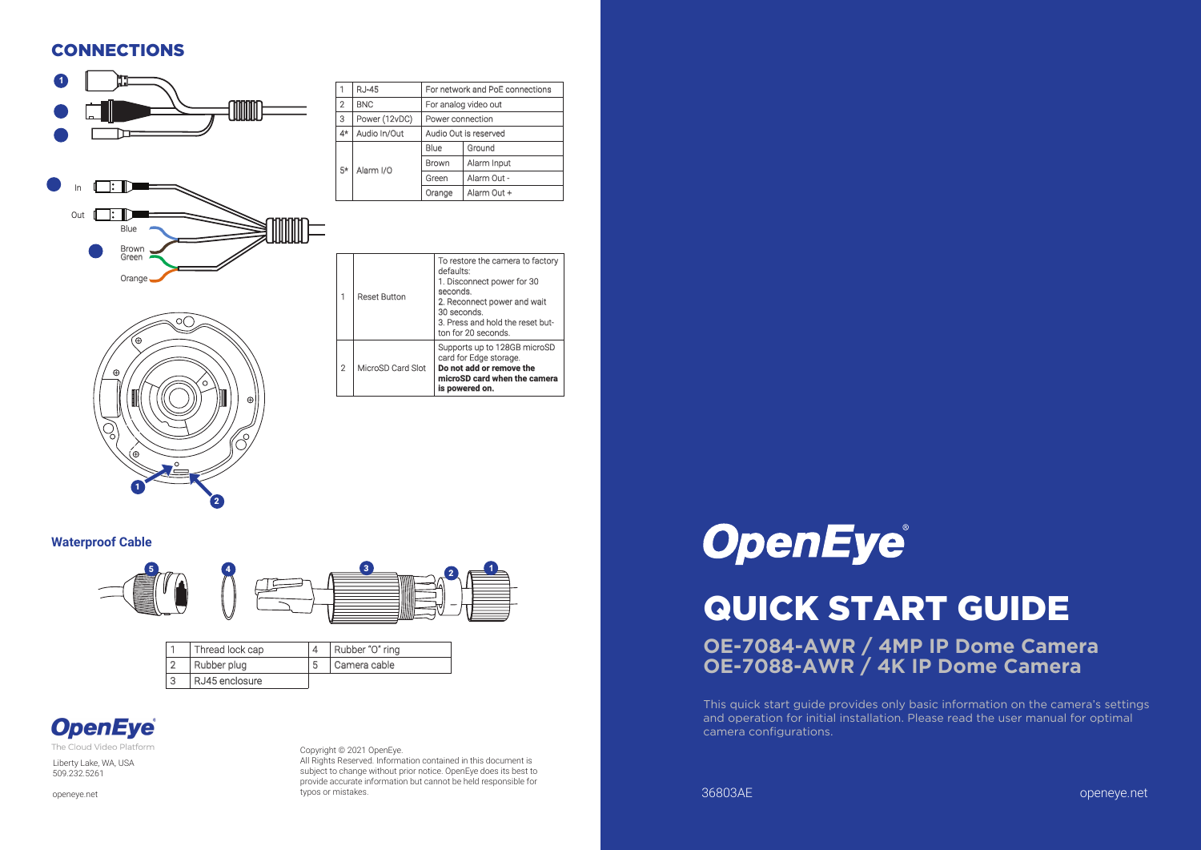## CONNECTIONS

In

Out

Blue

Brown

Green

Orange

| 1 | RJ-45 | For network and PoE connections | |
|---|---|---|---|
| 2 | BNC | For analog video out | |
| 3 | Power (12vDC) | Power connection | |
| 4* | Audio In/Out | Audio Out is reserved | |
| 5* | Alarm I/O | Blue | Ground |
| | | Brown | Alarm Input |
| | | Green | Alarm Out - |
| | | Orange | Alarm Out + |

| 1 | Reset Button | To restore the camera to factory defaults:<br>1. Disconnect power for 30 seconds.<br>2. Reconnect power and wait 30 seconds.<br>3. Press and hold the reset button for 20 seconds. |
|---|---|---|
| 2 | MicroSD Card Slot | Supports up to 128GB microSD card for Edge storage. **Do not add or remove the microSD card when the camera is powered on.** |

### Waterproof Cable

| 1 | Thread lock cap | 4 | Rubber "O" ring |
|---|---|---|---|
| 2 | Rubber plug | 5 | Camera cable |
| 3 | RJ45 enclosure | | |

**OpenEye**®

The Cloud Video Platform

Liberty Lake, WA, USA
509.232.5261

openeye.net

Copyright © 2021 OpenEye.
All Rights Reserved. Information contained in this document is subject to change without prior notice. OpenEye does its best to provide accurate information but cannot be held responsible for typos or mistakes.

**OpenEye**®

# QUICK START GUIDE

## OE-7084-AWR / 4MP IP Dome Camera
## OE-7088-AWR / 4K IP Dome Camera

This quick start guide provides only basic information on the camera's settings and operation for initial installation. Please read the user manual for optimal camera configurations.

36803AE

openeye.net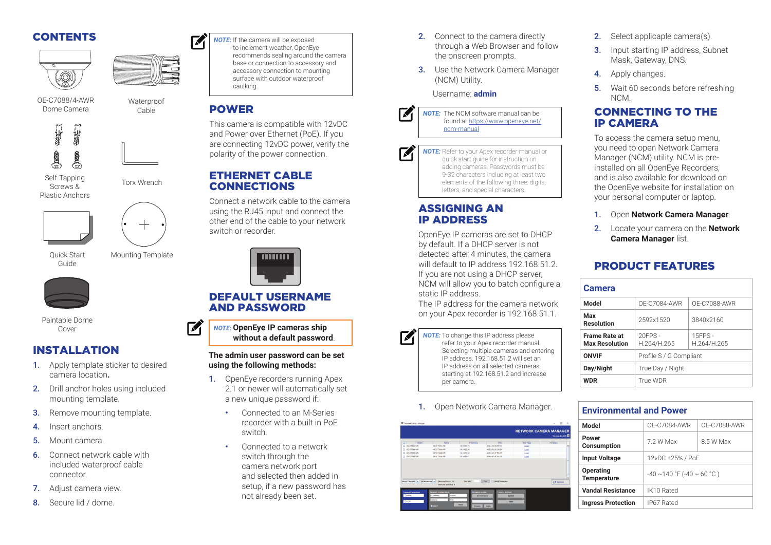## CONTENTS

OE-C7088/4-AWR Dome Camera

Waterproof Cable

Self-Tapping Screws & Plastic Anchors

Torx Wrench

Quick Start Guide

Mounting Template

Paintable Dome Cover

## INSTALLATION

1. Apply template sticker to desired camera location**.**
2. Drill anchor holes using included mounting template.
3. Remove mounting template.
4. Insert anchors.
5. Mount camera.
6. Connect network cable with included waterproof cable connector.
7. Adjust camera view.
8. Secure lid / dome.

***NOTE:*** If the camera will be exposed to inclement weather, OpenEye recommends sealing around the camera base or connection to accessory and accessory connection to mounting surface with outdoor waterproof caulking.

## POWER

This camera is compatible with 12vDC and Power over Ethernet (PoE). If you are connecting 12vDC power, verify the polarity of the power connection.

## ETHERNET CABLE CONNECTIONS

Connect a network cable to the camera using the RJ45 input and connect the other end of the cable to your network switch or recorder.

## DEFAULT USERNAME AND PASSWORD

***NOTE:*** **OpenEye IP cameras ship without a default password**.

**The admin user password can be set using the following methods:**

1. OpenEye recorders running Apex 2.1 or newer will automatically set a new unique password if:
   - Connected to an M-Series recorder with a built in PoE switch.
   - Connected to a network switch through the camera network port and selected then added in setup, if a new password has not already been set.
2. Connect to the camera directly through a Web Browser and follow the onscreen prompts.
3. Use the Network Camera Manager (NCM) Utility.

   Username: **admin**

***NOTE:*** The NCM software manual can be found at https://www.openeye.net/ncm-manual

***NOTE:*** Refer to your Apex recorder manual or quick start guide for instruction on adding cameras. Passwords must be 9-32 characters including at least two elements of the following three: digits, letters, and special characters.

## ASSIGNING AN IP ADDRESS

OpenEye IP cameras are set to DHCP by default. If a DHCP server is not detected after 4 minutes, the camera will default to IP address 192.168.51.2. If you are not using a DHCP server, NCM will allow you to batch configure a static IP address.

The IP address for the camera network on your Apex recorder is 192.168.51.1.

***NOTE:*** To change this IP address please refer to your Apex recorder manual. Selecting multiple cameras and entering IP address. 192.168.51.2 will set an IP address on all selected cameras, starting at 192.168.51.2 and increase per camera.

1. Open Network Camera Manager.
2. Select applicable camera(s).
3. Input starting IP address, Subnet Mask, Gateway, DNS.
4. Apply changes.
5. Wait 60 seconds before refreshing NCM.

## CONNECTING TO THE IP CAMERA

To access the camera setup menu, you need to open Network Camera Manager (NCM) utility. NCM is pre-installed on all OpenEye Recorders, and is also available for download on the OpenEye website for installation on your personal computer or laptop.

1. Open **Network Camera Manager**.
2. Locate your camera on the **Network Camera Manager** list.

## PRODUCT FEATURES

### Camera

| Model | OE-C7084-AWR | OE-C7088-AWR |
|---|---|---|
| **Max Resolution** | 2592x1520 | 3840x2160 |
| **Frame Rate at Max Resolution** | 20FPS - H.264/H.265 | 15FPS - H.264/H.265 |
| **ONVIF** | Profile S / G Compliant | |
| **Day/Night** | True Day / Night | |
| **WDR** | True WDR | |

### Environmental and Power

| Model | OE-C7084-AWR | OE-C7088-AWR |
|---|---|---|
| **Power Consumption** | 7.2 W Max | 8.5 W Max |
| **Input Voltage** | 12vDC ±25% / PoE | |
| **Operating Temperature** | -40 ~140 °F (-40 ~ 60 °C ) | |
| **Vandal Resistance** | IK10 Rated | |
| **Ingress Protection** | IP67 Rated | |